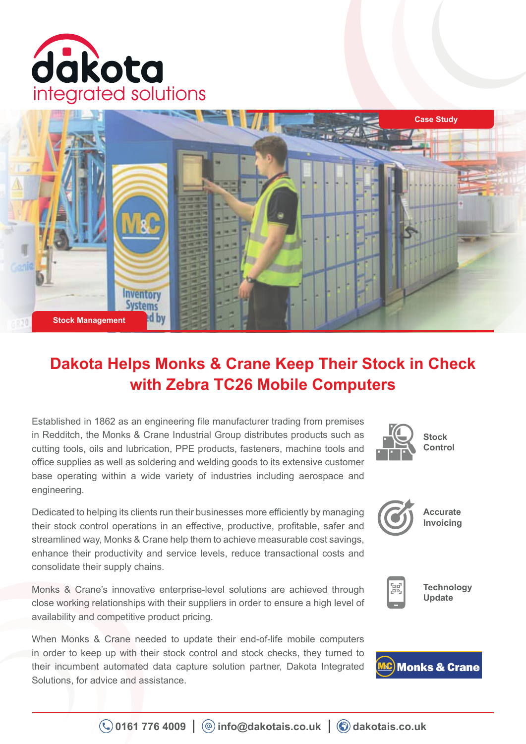dakota integrated solutions

Case Study

Stock Management

# Dakota Helps Monks & Crane Keep Their Stock in Check with Zebra TC26 Mobile Computers

Established in 1862 as an engineering file manufacturer trading from premises in Redditch, the Monks & Crane Industrial Group distributes products such as cutting tools, oils and lubrication, PPE products, fasteners, machine tools and office supplies as well as soldering and welding goods to its extensive customer base operating within a wide variety of industries including aerospace and engineering.

Dedicated to helping its clients run their businesses more efficiently by managing their stock control operations in an effective, productive, profitable, safer and streamlined way, Monks & Crane help them to achieve measurable cost savings, enhance their productivity and service levels, reduce transactional costs and consolidate their supply chains.

Monks & Crane's innovative enterprise-level solutions are achieved through close working relationships with their suppliers in order to ensure a high level of availability and competitive product pricing.

When Monks & Crane needed to update their end-of-life mobile computers in order to keep up with their stock control and stock checks, they turned to their incumbent automated data capture solution partner, Dakota Integrated Solutions, for advice and assistance.

- Stock Control
- Accurate Invoicing
- Technology Update

Monks & Crane

0161 776 4009 | info@dakotais.co.uk | dakotais.co.uk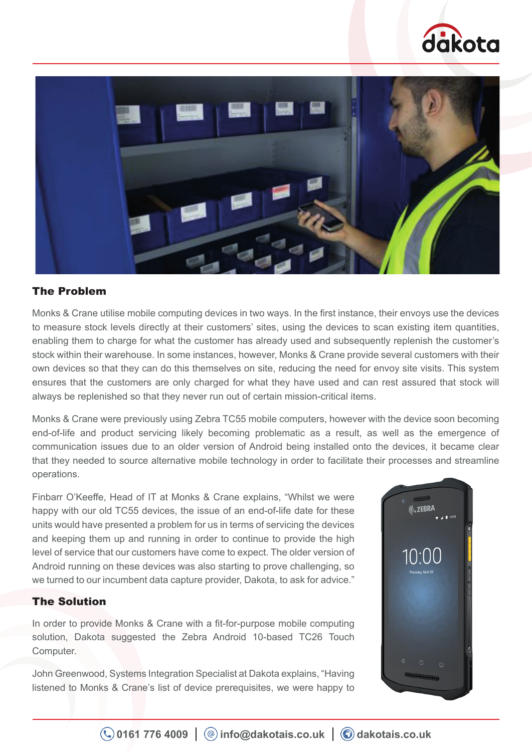## The Problem

Monks & Crane utilise mobile computing devices in two ways. In the first instance, their envoys use the devices to measure stock levels directly at their customers' sites, using the devices to scan existing item quantities, enabling them to charge for what the customer has already used and subsequently replenish the customer's stock within their warehouse. In some instances, however, Monks & Crane provide several customers with their own devices so that they can do this themselves on site, reducing the need for envoy site visits. This system ensures that the customers are only charged for what they have used and can rest assured that stock will always be replenished so that they never run out of certain mission-critical items.

Monks & Crane were previously using Zebra TC55 mobile computers, however with the device soon becoming end-of-life and product servicing likely becoming problematic as a result, as well as the emergence of communication issues due to an older version of Android being installed onto the devices, it became clear that they needed to source alternative mobile technology in order to facilitate their processes and streamline operations.

Finbarr O'Keeffe, Head of IT at Monks & Crane explains, "Whilst we were happy with our old TC55 devices, the issue of an end-of-life date for these units would have presented a problem for us in terms of servicing the devices and keeping them up and running in order to continue to provide the high level of service that our customers have come to expect. The older version of Android running on these devices was also starting to prove challenging, so we turned to our incumbent data capture provider, Dakota, to ask for advice."

## The Solution

In order to provide Monks & Crane with a fit-for-purpose mobile computing solution, Dakota suggested the Zebra Android 10-based TC26 Touch Computer.

John Greenwood, Systems Integration Specialist at Dakota explains, "Having listened to Monks & Crane's list of device prerequisites, we were happy to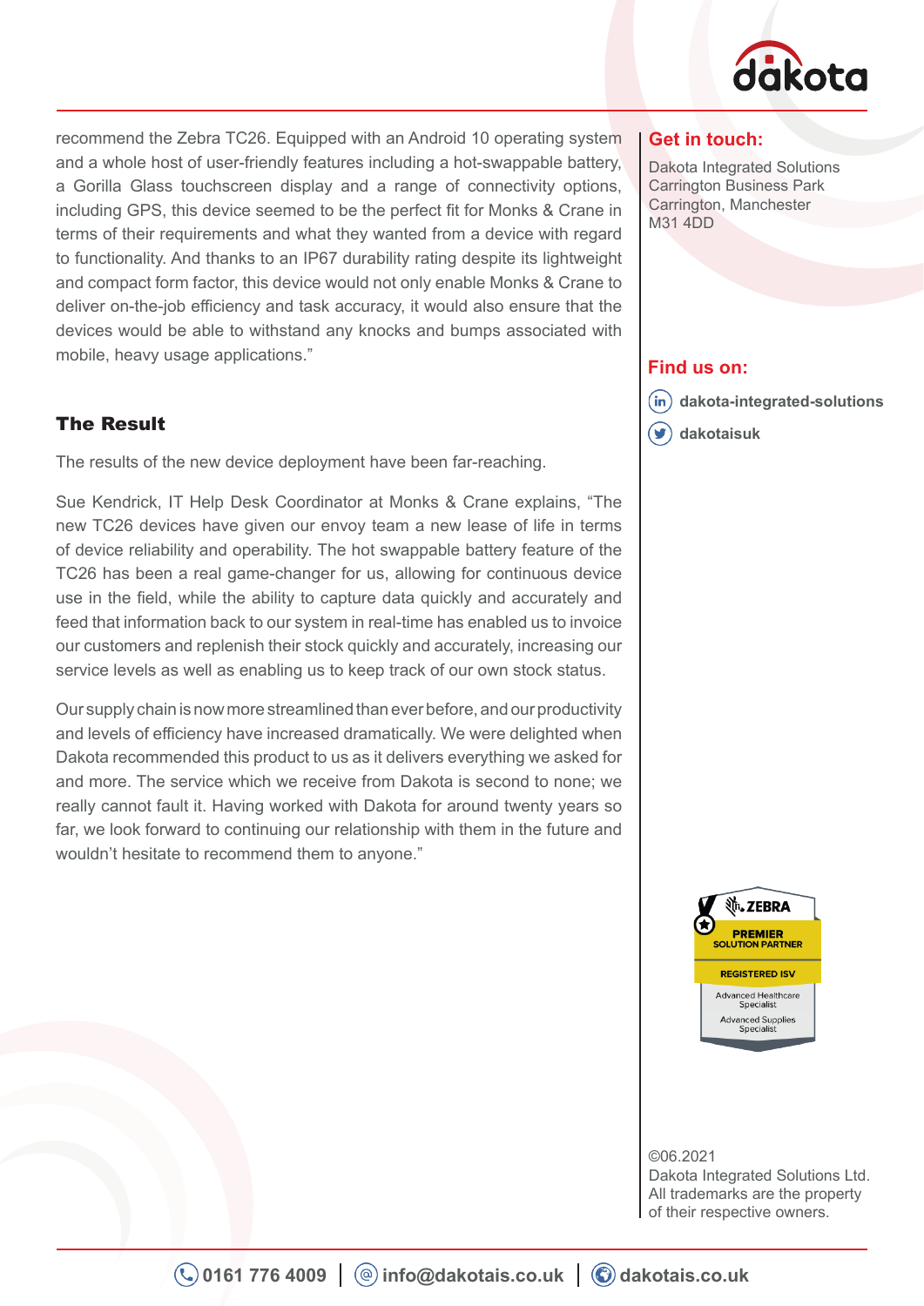recommend the Zebra TC26. Equipped with an Android 10 operating system and a whole host of user-friendly features including a hot-swappable battery, a Gorilla Glass touchscreen display and a range of connectivity options, including GPS, this device seemed to be the perfect fit for Monks & Crane in terms of their requirements and what they wanted from a device with regard to functionality. And thanks to an IP67 durability rating despite its lightweight and compact form factor, this device would not only enable Monks & Crane to deliver on-the-job efficiency and task accuracy, it would also ensure that the devices would be able to withstand any knocks and bumps associated with mobile, heavy usage applications."

## The Result

The results of the new device deployment have been far-reaching.

Sue Kendrick, IT Help Desk Coordinator at Monks & Crane explains, "The new TC26 devices have given our envoy team a new lease of life in terms of device reliability and operability. The hot swappable battery feature of the TC26 has been a real game-changer for us, allowing for continuous device use in the field, while the ability to capture data quickly and accurately and feed that information back to our system in real-time has enabled us to invoice our customers and replenish their stock quickly and accurately, increasing our service levels as well as enabling us to keep track of our own stock status.

Our supply chain is now more streamlined than ever before, and our productivity and levels of efficiency have increased dramatically. We were delighted when Dakota recommended this product to us as it delivers everything we asked for and more. The service which we receive from Dakota is second to none; we really cannot fault it. Having worked with Dakota for around twenty years so far, we look forward to continuing our relationship with them in the future and wouldn't hesitate to recommend them to anyone."

## Get in touch:

Dakota Integrated Solutions
Carrington Business Park
Carrington, Manchester
M31 4DD

## Find us on:

- dakota-integrated-solutions
- dakotaisuk

ZEBRA
PREMIER SOLUTION PARTNER
REGISTERED ISV
Advanced Healthcare Specialist
Advanced Supplies Specialist

©06.2021
Dakota Integrated Solutions Ltd.
All trademarks are the property of their respective owners.

0161 776 4009 | info@dakotais.co.uk | dakotais.co.uk